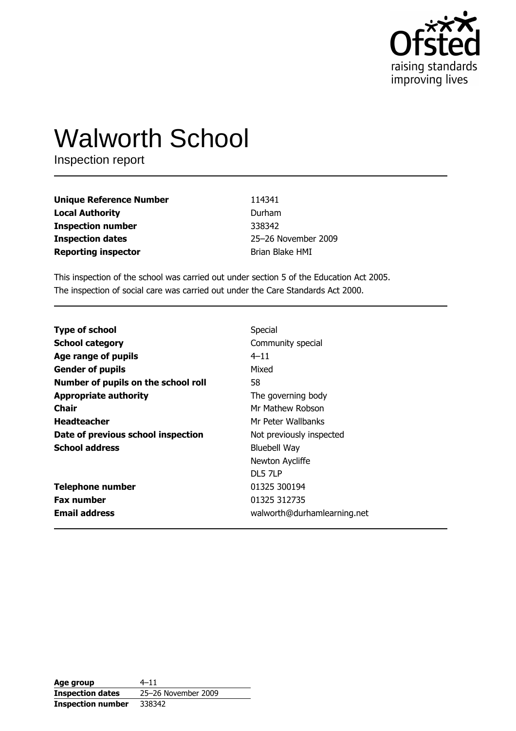# Walworth School

Inspection report

| | |
|---|---|
| **Unique Reference Number** | 114341 |
| **Local Authority** | Durham |
| **Inspection number** | 338342 |
| **Inspection dates** | 25–26 November 2009 |
| **Reporting inspector** | Brian Blake HMI |

This inspection of the school was carried out under section 5 of the Education Act 2005.
The inspection of social care was carried out under the Care Standards Act 2000.

| | |
|---|---|
| **Type of school** | Special |
| **School category** | Community special |
| **Age range of pupils** | 4–11 |
| **Gender of pupils** | Mixed |
| **Number of pupils on the school roll** | 58 |
| **Appropriate authority** | The governing body |
| **Chair** | Mr Mathew Robson |
| **Headteacher** | Mr Peter Wallbanks |
| **Date of previous school inspection** | Not previously inspected |
| **School address** | Bluebell Way<br>Newton Aycliffe<br>DL5 7LP |
| **Telephone number** | 01325 300194 |
| **Fax number** | 01325 312735 |
| **Email address** | walworth@durhamlearning.net |

| | |
|---|---|
| **Age group** | 4–11 |
| **Inspection dates** | 25–26 November 2009 |
| **Inspection number** | 338342 |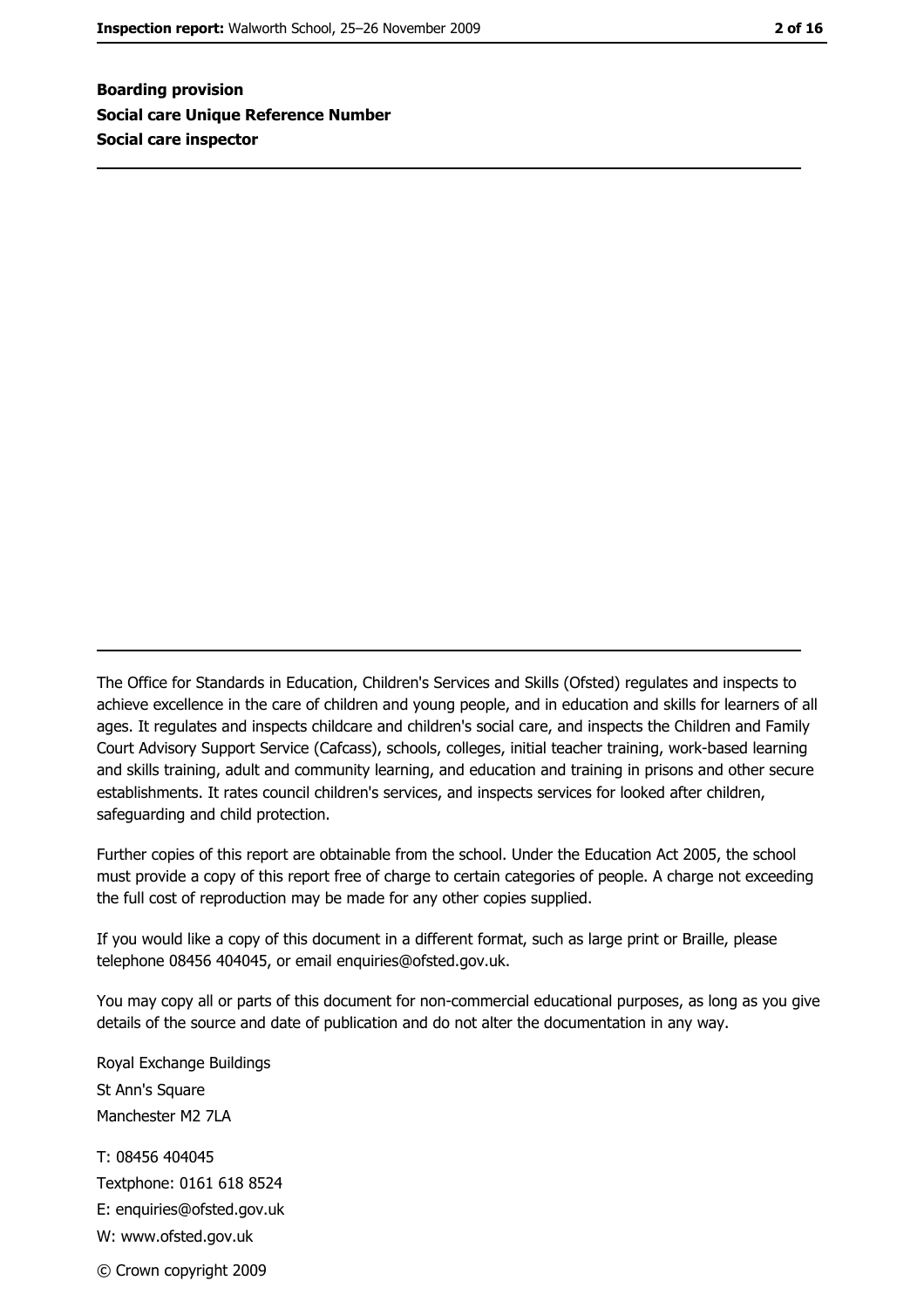**Boarding provision**
**Social care Unique Reference Number**
**Social care inspector**

---

---

The Office for Standards in Education, Children's Services and Skills (Ofsted) regulates and inspects to achieve excellence in the care of children and young people, and in education and skills for learners of all ages. It regulates and inspects childcare and children's social care, and inspects the Children and Family Court Advisory Support Service (Cafcass), schools, colleges, initial teacher training, work-based learning and skills training, adult and community learning, and education and training in prisons and other secure establishments. It rates council children's services, and inspects services for looked after children, safeguarding and child protection.

Further copies of this report are obtainable from the school. Under the Education Act 2005, the school must provide a copy of this report free of charge to certain categories of people. A charge not exceeding the full cost of reproduction may be made for any other copies supplied.

If you would like a copy of this document in a different format, such as large print or Braille, please telephone 08456 404045, or email enquiries@ofsted.gov.uk.

You may copy all or parts of this document for non-commercial educational purposes, as long as you give details of the source and date of publication and do not alter the documentation in any way.

Royal Exchange Buildings
St Ann's Square
Manchester M2 7LA

T: 08456 404045
Textphone: 0161 618 8524
E: enquiries@ofsted.gov.uk
W: www.ofsted.gov.uk

© Crown copyright 2009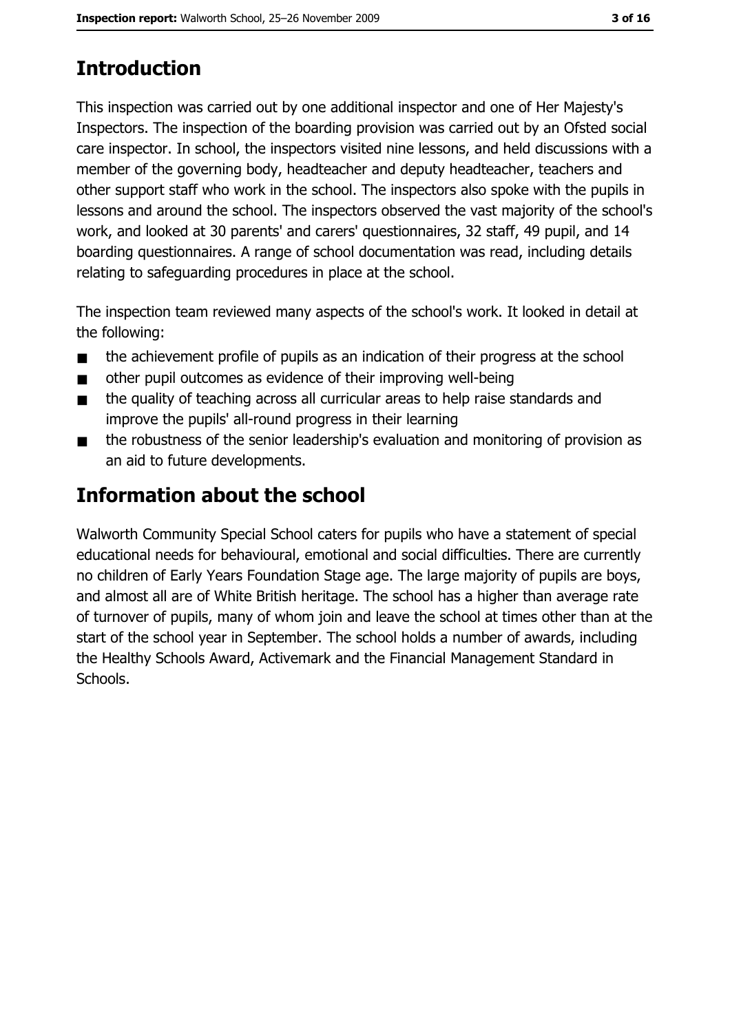# Introduction

This inspection was carried out by one additional inspector and one of Her Majesty's Inspectors. The inspection of the boarding provision was carried out by an Ofsted social care inspector. In school, the inspectors visited nine lessons, and held discussions with a member of the governing body, headteacher and deputy headteacher, teachers and other support staff who work in the school. The inspectors also spoke with the pupils in lessons and around the school. The inspectors observed the vast majority of the school's work, and looked at 30 parents' and carers' questionnaires, 32 staff, 49 pupil, and 14 boarding questionnaires. A range of school documentation was read, including details relating to safeguarding procedures in place at the school.

The inspection team reviewed many aspects of the school's work. It looked in detail at the following:

- the achievement profile of pupils as an indication of their progress at the school
- other pupil outcomes as evidence of their improving well-being
- the quality of teaching across all curricular areas to help raise standards and improve the pupils' all-round progress in their learning
- the robustness of the senior leadership's evaluation and monitoring of provision as an aid to future developments.

# Information about the school

Walworth Community Special School caters for pupils who have a statement of special educational needs for behavioural, emotional and social difficulties. There are currently no children of Early Years Foundation Stage age. The large majority of pupils are boys, and almost all are of White British heritage. The school has a higher than average rate of turnover of pupils, many of whom join and leave the school at times other than at the start of the school year in September. The school holds a number of awards, including the Healthy Schools Award, Activemark and the Financial Management Standard in Schools.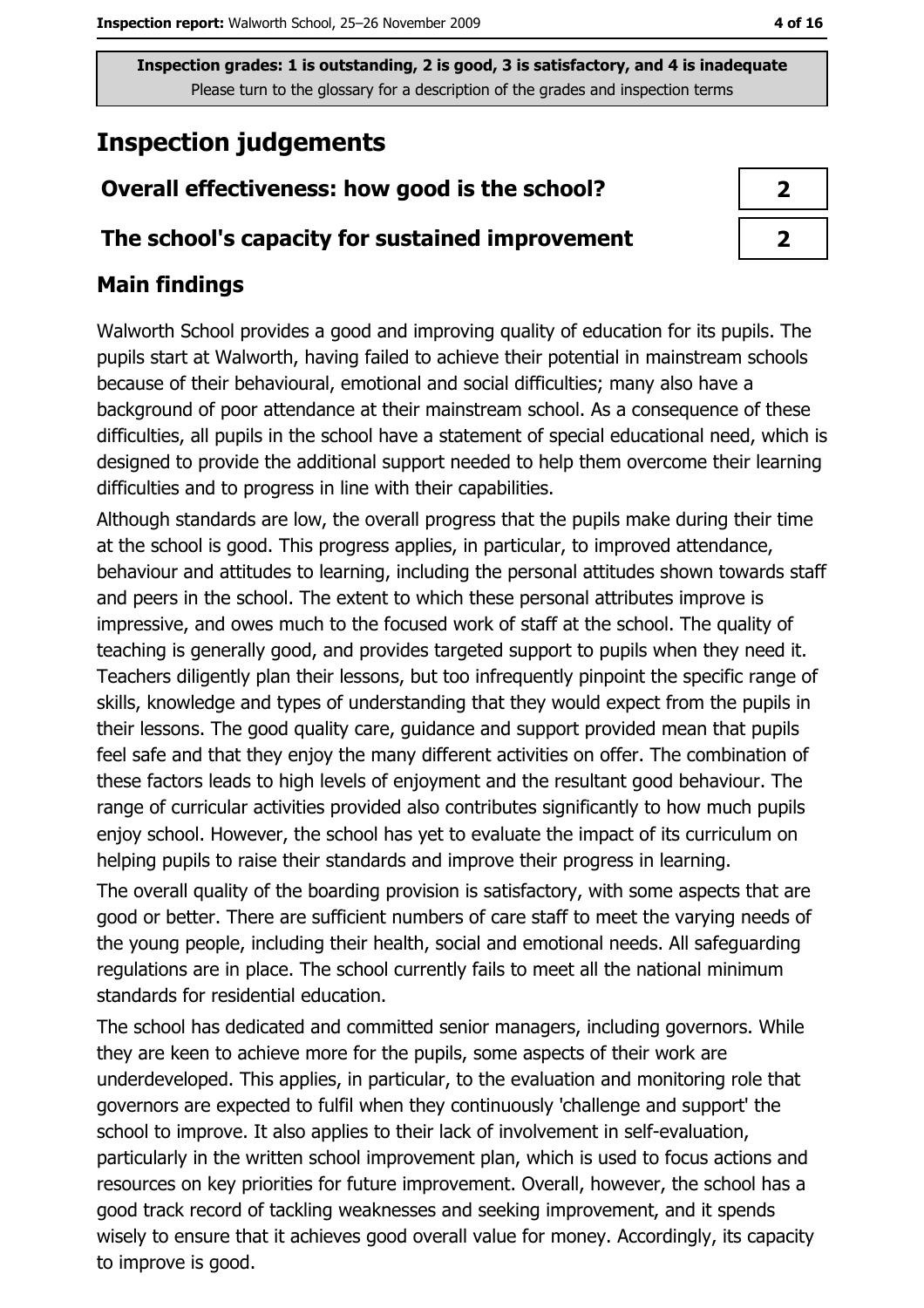Inspection grades: 1 is outstanding, 2 is good, 3 is satisfactory, and 4 is inadequate
Please turn to the glossary for a description of the grades and inspection terms

# Inspection judgements

| | |
|---|---|
| **Overall effectiveness: how good is the school?** | **2** |
| **The school's capacity for sustained improvement** | **2** |

## Main findings

Walworth School provides a good and improving quality of education for its pupils. The pupils start at Walworth, having failed to achieve their potential in mainstream schools because of their behavioural, emotional and social difficulties; many also have a background of poor attendance at their mainstream school. As a consequence of these difficulties, all pupils in the school have a statement of special educational need, which is designed to provide the additional support needed to help them overcome their learning difficulties and to progress in line with their capabilities.

Although standards are low, the overall progress that the pupils make during their time at the school is good. This progress applies, in particular, to improved attendance, behaviour and attitudes to learning, including the personal attitudes shown towards staff and peers in the school. The extent to which these personal attributes improve is impressive, and owes much to the focused work of staff at the school. The quality of teaching is generally good, and provides targeted support to pupils when they need it. Teachers diligently plan their lessons, but too infrequently pinpoint the specific range of skills, knowledge and types of understanding that they would expect from the pupils in their lessons. The good quality care, guidance and support provided mean that pupils feel safe and that they enjoy the many different activities on offer. The combination of these factors leads to high levels of enjoyment and the resultant good behaviour. The range of curricular activities provided also contributes significantly to how much pupils enjoy school. However, the school has yet to evaluate the impact of its curriculum on helping pupils to raise their standards and improve their progress in learning.

The overall quality of the boarding provision is satisfactory, with some aspects that are good or better. There are sufficient numbers of care staff to meet the varying needs of the young people, including their health, social and emotional needs. All safeguarding regulations are in place. The school currently fails to meet all the national minimum standards for residential education.

The school has dedicated and committed senior managers, including governors. While they are keen to achieve more for the pupils, some aspects of their work are underdeveloped. This applies, in particular, to the evaluation and monitoring role that governors are expected to fulfil when they continuously 'challenge and support' the school to improve. It also applies to their lack of involvement in self-evaluation, particularly in the written school improvement plan, which is used to focus actions and resources on key priorities for future improvement. Overall, however, the school has a good track record of tackling weaknesses and seeking improvement, and it spends wisely to ensure that it achieves good overall value for money. Accordingly, its capacity to improve is good.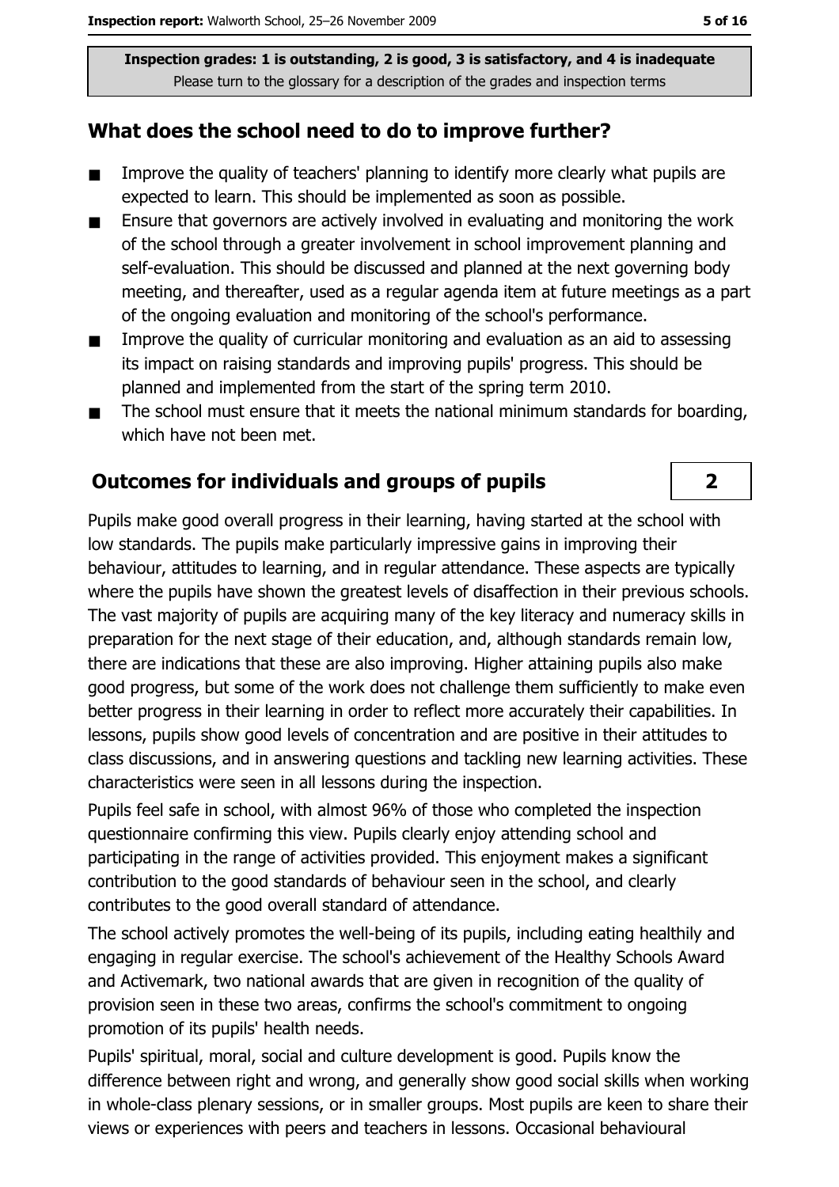Inspection grades: 1 is outstanding, 2 is good, 3 is satisfactory, and 4 is inadequate
Please turn to the glossary for a description of the grades and inspection terms

## What does the school need to do to improve further?

- Improve the quality of teachers' planning to identify more clearly what pupils are expected to learn. This should be implemented as soon as possible.
- Ensure that governors are actively involved in evaluating and monitoring the work of the school through a greater involvement in school improvement planning and self-evaluation. This should be discussed and planned at the next governing body meeting, and thereafter, used as a regular agenda item at future meetings as a part of the ongoing evaluation and monitoring of the school's performance.
- Improve the quality of curricular monitoring and evaluation as an aid to assessing its impact on raising standards and improving pupils' progress. This should be planned and implemented from the start of the spring term 2010.
- The school must ensure that it meets the national minimum standards for boarding, which have not been met.

## Outcomes for individuals and groups of pupils

**2**

Pupils make good overall progress in their learning, having started at the school with low standards. The pupils make particularly impressive gains in improving their behaviour, attitudes to learning, and in regular attendance. These aspects are typically where the pupils have shown the greatest levels of disaffection in their previous schools. The vast majority of pupils are acquiring many of the key literacy and numeracy skills in preparation for the next stage of their education, and, although standards remain low, there are indications that these are also improving. Higher attaining pupils also make good progress, but some of the work does not challenge them sufficiently to make even better progress in their learning in order to reflect more accurately their capabilities. In lessons, pupils show good levels of concentration and are positive in their attitudes to class discussions, and in answering questions and tackling new learning activities. These characteristics were seen in all lessons during the inspection.

Pupils feel safe in school, with almost 96% of those who completed the inspection questionnaire confirming this view. Pupils clearly enjoy attending school and participating in the range of activities provided. This enjoyment makes a significant contribution to the good standards of behaviour seen in the school, and clearly contributes to the good overall standard of attendance.

The school actively promotes the well-being of its pupils, including eating healthily and engaging in regular exercise. The school's achievement of the Healthy Schools Award and Activemark, two national awards that are given in recognition of the quality of provision seen in these two areas, confirms the school's commitment to ongoing promotion of its pupils' health needs.

Pupils' spiritual, moral, social and culture development is good. Pupils know the difference between right and wrong, and generally show good social skills when working in whole-class plenary sessions, or in smaller groups. Most pupils are keen to share their views or experiences with peers and teachers in lessons. Occasional behavioural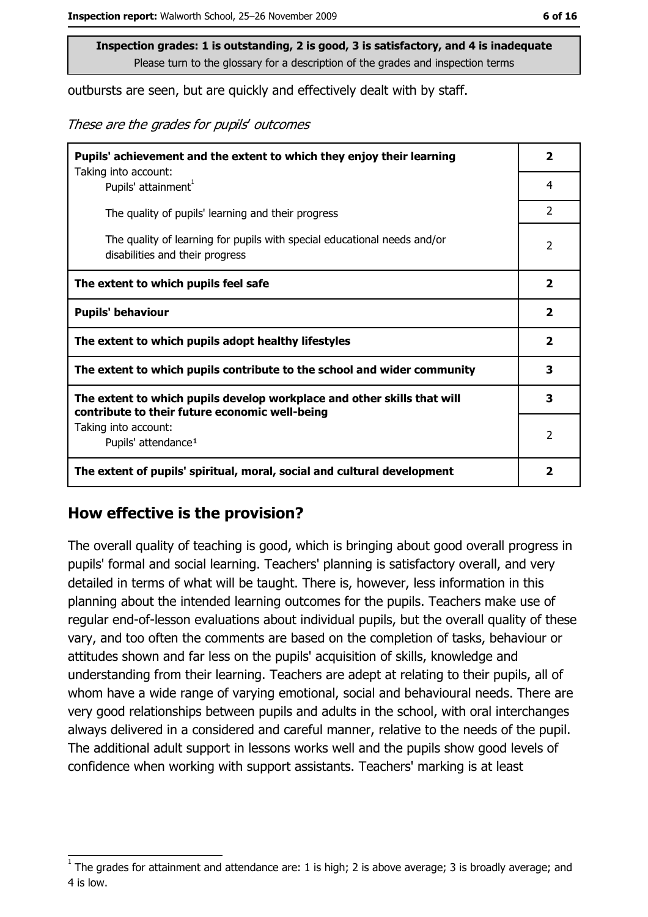**Inspection grades: 1 is outstanding, 2 is good, 3 is satisfactory, and 4 is inadequate**
Please turn to the glossary for a description of the grades and inspection terms

outbursts are seen, but are quickly and effectively dealt with by staff.

*These are the grades for pupils' outcomes*

| | |
|---|---|
| **Pupils' achievement and the extent to which they enjoy their learning**<br>Taking into account: | **2** |
| Pupils' attainment[1] | 4 |
| The quality of pupils' learning and their progress | 2 |
| The quality of learning for pupils with special educational needs and/or disabilities and their progress | 2 |
| **The extent to which pupils feel safe** | **2** |
| **Pupils' behaviour** | **2** |
| **The extent to which pupils adopt healthy lifestyles** | **2** |
| **The extent to which pupils contribute to the school and wider community** | **3** |
| **The extent to which pupils develop workplace and other skills that will contribute to their future economic well-being** | **3** |
| Taking into account:<br>Pupils' attendance[1] | 2 |
| **The extent of pupils' spiritual, moral, social and cultural development** | **2** |

## How effective is the provision?

The overall quality of teaching is good, which is bringing about good overall progress in pupils' formal and social learning. Teachers' planning is satisfactory overall, and very detailed in terms of what will be taught. There is, however, less information in this planning about the intended learning outcomes for the pupils. Teachers make use of regular end-of-lesson evaluations about individual pupils, but the overall quality of these vary, and too often the comments are based on the completion of tasks, behaviour or attitudes shown and far less on the pupils' acquisition of skills, knowledge and understanding from their learning. Teachers are adept at relating to their pupils, all of whom have a wide range of varying emotional, social and behavioural needs. There are very good relationships between pupils and adults in the school, with oral interchanges always delivered in a considered and careful manner, relative to the needs of the pupil. The additional adult support in lessons works well and the pupils show good levels of confidence when working with support assistants. Teachers' marking is at least

[1] The grades for attainment and attendance are: 1 is high; 2 is above average; 3 is broadly average; and 4 is low.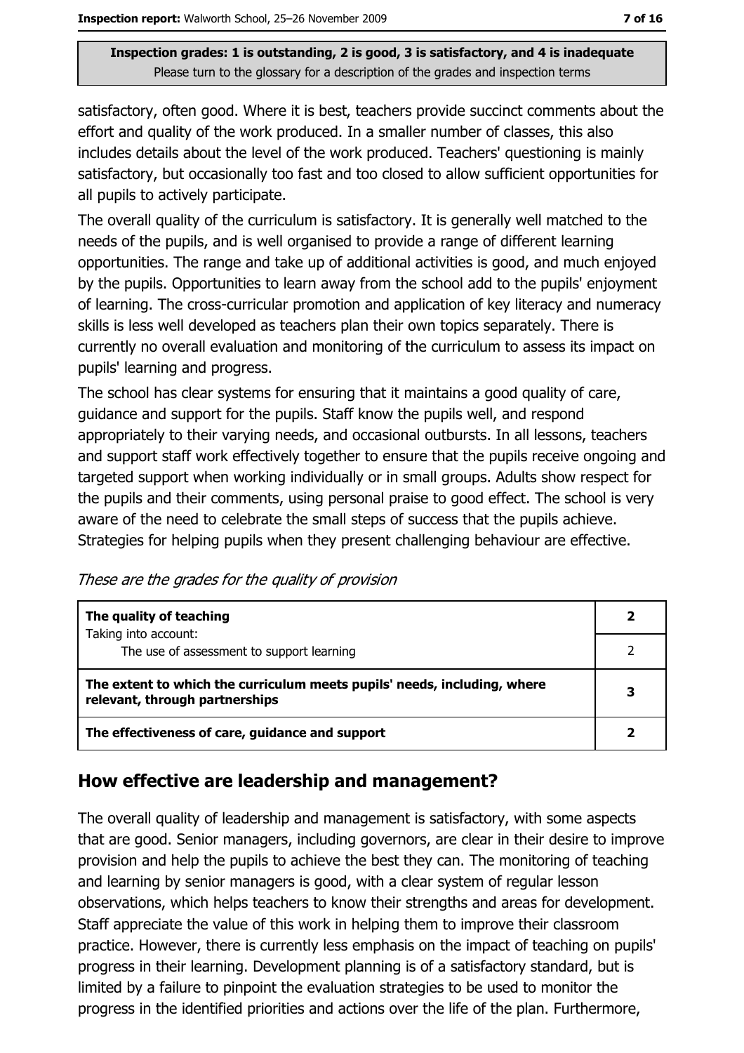satisfactory, often good. Where it is best, teachers provide succinct comments about the effort and quality of the work produced. In a smaller number of classes, this also includes details about the level of the work produced. Teachers' questioning is mainly satisfactory, but occasionally too fast and too closed to allow sufficient opportunities for all pupils to actively participate.

The overall quality of the curriculum is satisfactory. It is generally well matched to the needs of the pupils, and is well organised to provide a range of different learning opportunities. The range and take up of additional activities is good, and much enjoyed by the pupils. Opportunities to learn away from the school add to the pupils' enjoyment of learning. The cross-curricular promotion and application of key literacy and numeracy skills is less well developed as teachers plan their own topics separately. There is currently no overall evaluation and monitoring of the curriculum to assess its impact on pupils' learning and progress.

The school has clear systems for ensuring that it maintains a good quality of care, guidance and support for the pupils. Staff know the pupils well, and respond appropriately to their varying needs, and occasional outbursts. In all lessons, teachers and support staff work effectively together to ensure that the pupils receive ongoing and targeted support when working individually or in small groups. Adults show respect for the pupils and their comments, using personal praise to good effect. The school is very aware of the need to celebrate the small steps of success that the pupils achieve. Strategies for helping pupils when they present challenging behaviour are effective.

*These are the grades for the quality of provision*

| | |
|---|---|
| **The quality of teaching**<br>Taking into account: | **2** |
| The use of assessment to support learning | 2 |
| **The extent to which the curriculum meets pupils' needs, including, where relevant, through partnerships** | **3** |
| **The effectiveness of care, guidance and support** | **2** |

## How effective are leadership and management?

The overall quality of leadership and management is satisfactory, with some aspects that are good. Senior managers, including governors, are clear in their desire to improve provision and help the pupils to achieve the best they can. The monitoring of teaching and learning by senior managers is good, with a clear system of regular lesson observations, which helps teachers to know their strengths and areas for development. Staff appreciate the value of this work in helping them to improve their classroom practice. However, there is currently less emphasis on the impact of teaching on pupils' progress in their learning. Development planning is of a satisfactory standard, but is limited by a failure to pinpoint the evaluation strategies to be used to monitor the progress in the identified priorities and actions over the life of the plan. Furthermore,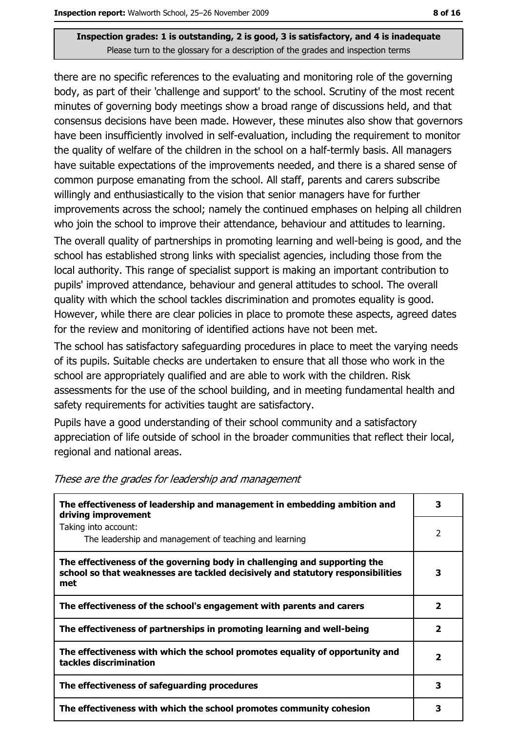**Inspection grades: 1 is outstanding, 2 is good, 3 is satisfactory, and 4 is inadequate**
Please turn to the glossary for a description of the grades and inspection terms

there are no specific references to the evaluating and monitoring role of the governing body, as part of their 'challenge and support' to the school. Scrutiny of the most recent minutes of governing body meetings show a broad range of discussions held, and that consensus decisions have been made. However, these minutes also show that governors have been insufficiently involved in self-evaluation, including the requirement to monitor the quality of welfare of the children in the school on a half-termly basis. All managers have suitable expectations of the improvements needed, and there is a shared sense of common purpose emanating from the school. All staff, parents and carers subscribe willingly and enthusiastically to the vision that senior managers have for further improvements across the school; namely the continued emphases on helping all children who join the school to improve their attendance, behaviour and attitudes to learning.

The overall quality of partnerships in promoting learning and well-being is good, and the school has established strong links with specialist agencies, including those from the local authority. This range of specialist support is making an important contribution to pupils' improved attendance, behaviour and general attitudes to school. The overall quality with which the school tackles discrimination and promotes equality is good. However, while there are clear policies in place to promote these aspects, agreed dates for the review and monitoring of identified actions have not been met.

The school has satisfactory safeguarding procedures in place to meet the varying needs of its pupils. Suitable checks are undertaken to ensure that all those who work in the school are appropriately qualified and are able to work with the children. Risk assessments for the use of the school building, and in meeting fundamental health and safety requirements for activities taught are satisfactory.

Pupils have a good understanding of their school community and a satisfactory appreciation of life outside of school in the broader communities that reflect their local, regional and national areas.

*These are the grades for leadership and management*

| | |
|---|---|
| **The effectiveness of leadership and management in embedding ambition and driving improvement** | **3** |
| Taking into account: The leadership and management of teaching and learning | 2 |
| **The effectiveness of the governing body in challenging and supporting the school so that weaknesses are tackled decisively and statutory responsibilities met** | **3** |
| **The effectiveness of the school's engagement with parents and carers** | **2** |
| **The effectiveness of partnerships in promoting learning and well-being** | **2** |
| **The effectiveness with which the school promotes equality of opportunity and tackles discrimination** | **2** |
| **The effectiveness of safeguarding procedures** | **3** |
| **The effectiveness with which the school promotes community cohesion** | **3** |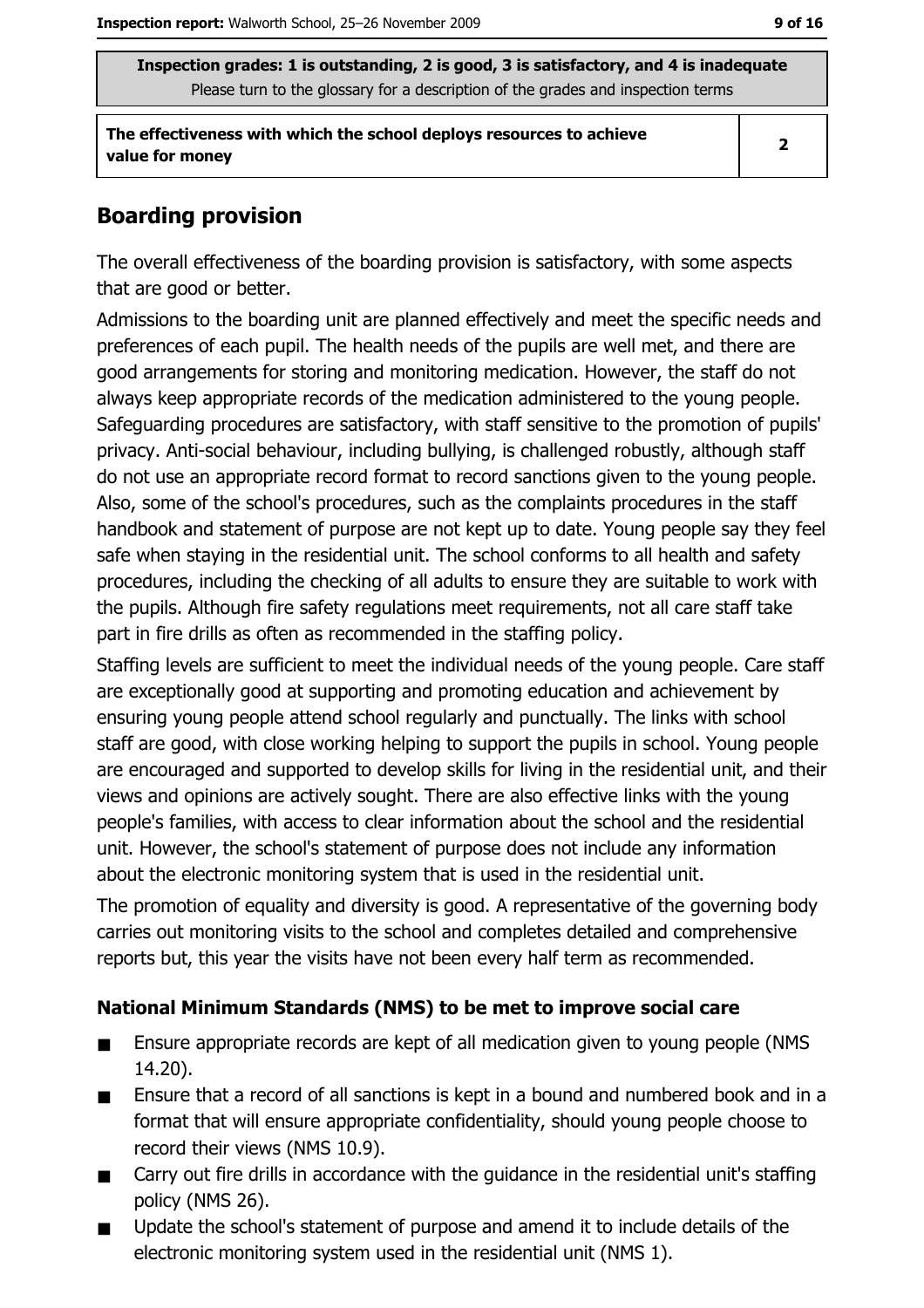Inspection grades: 1 is outstanding, 2 is good, 3 is satisfactory, and 4 is inadequate
Please turn to the glossary for a description of the grades and inspection terms

| The effectiveness with which the school deploys resources to achieve value for money | 2 |
|---|---|

## Boarding provision

The overall effectiveness of the boarding provision is satisfactory, with some aspects that are good or better.

Admissions to the boarding unit are planned effectively and meet the specific needs and preferences of each pupil. The health needs of the pupils are well met, and there are good arrangements for storing and monitoring medication. However, the staff do not always keep appropriate records of the medication administered to the young people. Safeguarding procedures are satisfactory, with staff sensitive to the promotion of pupils' privacy. Anti-social behaviour, including bullying, is challenged robustly, although staff do not use an appropriate record format to record sanctions given to the young people. Also, some of the school's procedures, such as the complaints procedures in the staff handbook and statement of purpose are not kept up to date. Young people say they feel safe when staying in the residential unit. The school conforms to all health and safety procedures, including the checking of all adults to ensure they are suitable to work with the pupils. Although fire safety regulations meet requirements, not all care staff take part in fire drills as often as recommended in the staffing policy.

Staffing levels are sufficient to meet the individual needs of the young people. Care staff are exceptionally good at supporting and promoting education and achievement by ensuring young people attend school regularly and punctually. The links with school staff are good, with close working helping to support the pupils in school. Young people are encouraged and supported to develop skills for living in the residential unit, and their views and opinions are actively sought. There are also effective links with the young people's families, with access to clear information about the school and the residential unit. However, the school's statement of purpose does not include any information about the electronic monitoring system that is used in the residential unit.

The promotion of equality and diversity is good. A representative of the governing body carries out monitoring visits to the school and completes detailed and comprehensive reports but, this year the visits have not been every half term as recommended.

### National Minimum Standards (NMS) to be met to improve social care

- Ensure appropriate records are kept of all medication given to young people (NMS 14.20).
- Ensure that a record of all sanctions is kept in a bound and numbered book and in a format that will ensure appropriate confidentiality, should young people choose to record their views (NMS 10.9).
- Carry out fire drills in accordance with the guidance in the residential unit's staffing policy (NMS 26).
- Update the school's statement of purpose and amend it to include details of the electronic monitoring system used in the residential unit (NMS 1).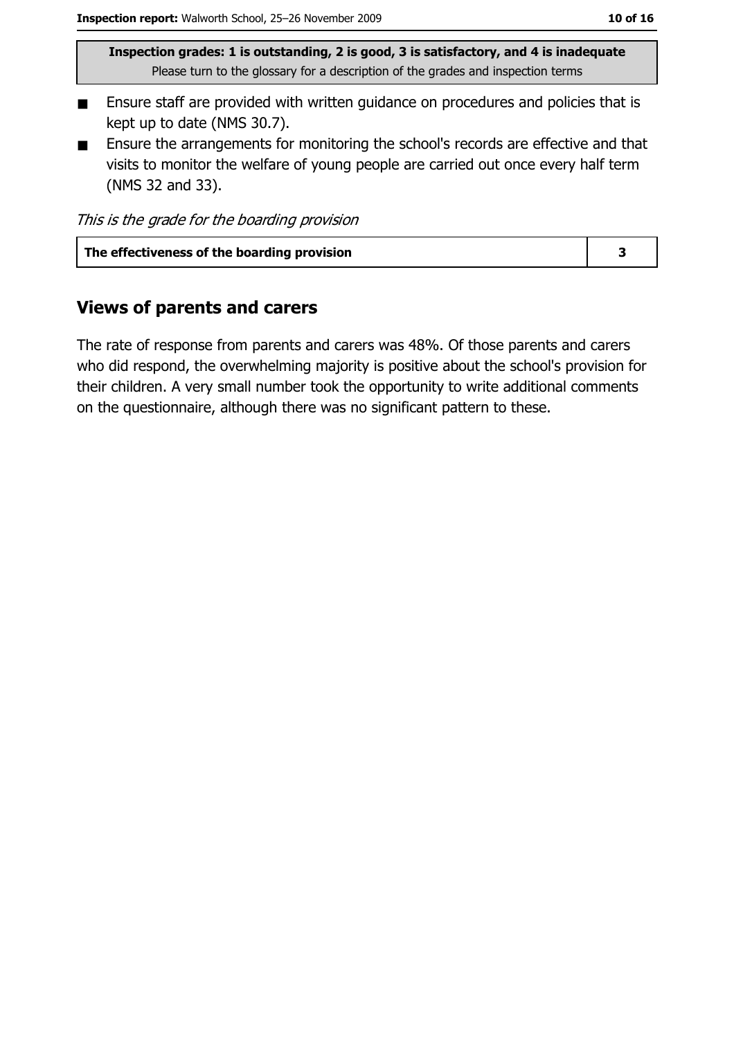**Inspection grades: 1 is outstanding, 2 is good, 3 is satisfactory, and 4 is inadequate**
Please turn to the glossary for a description of the grades and inspection terms

- Ensure staff are provided with written guidance on procedures and policies that is kept up to date (NMS 30.7).
- Ensure the arrangements for monitoring the school's records are effective and that visits to monitor the welfare of young people are carried out once every half term (NMS 32 and 33).

*This is the grade for the boarding provision*

| The effectiveness of the boarding provision | 3 |
|---|---|

## Views of parents and carers

The rate of response from parents and carers was 48%. Of those parents and carers who did respond, the overwhelming majority is positive about the school's provision for their children. A very small number took the opportunity to write additional comments on the questionnaire, although there was no significant pattern to these.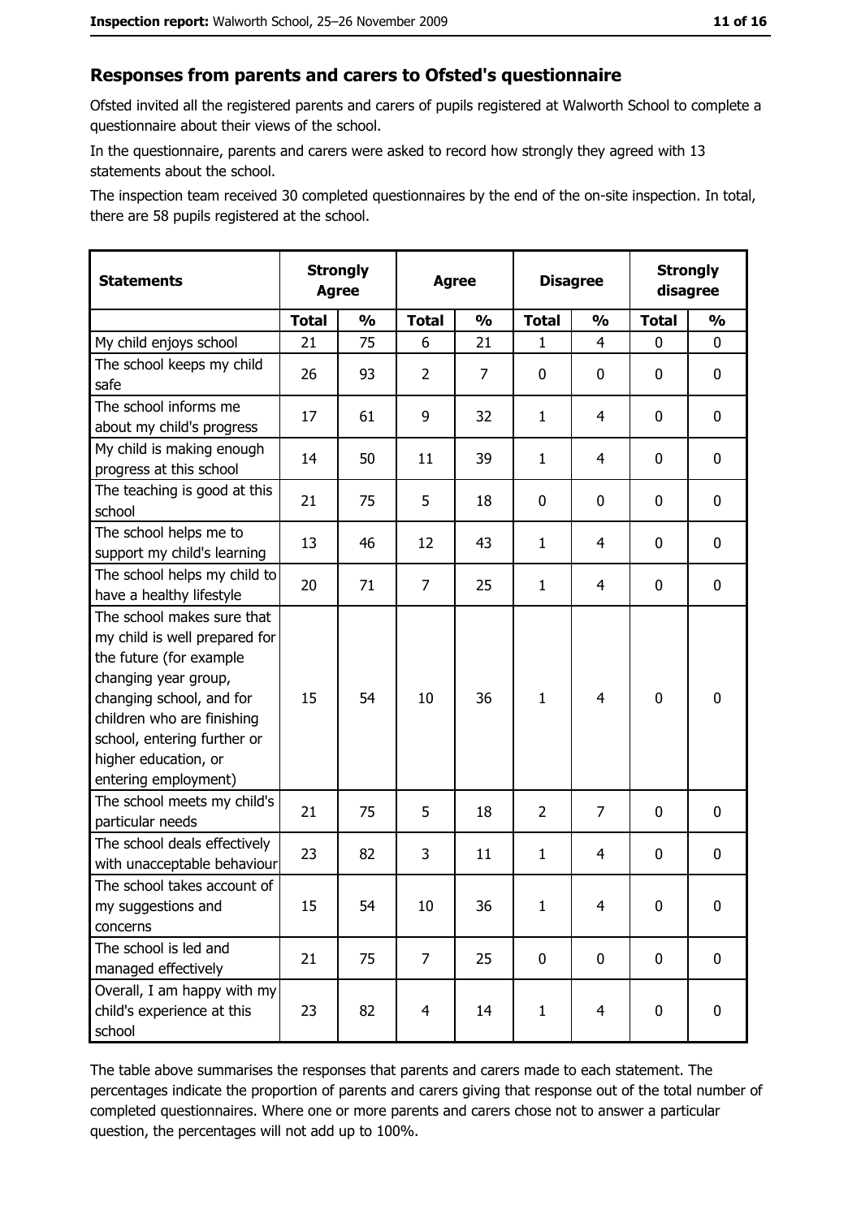## Responses from parents and carers to Ofsted's questionnaire

Ofsted invited all the registered parents and carers of pupils registered at Walworth School to complete a questionnaire about their views of the school.

In the questionnaire, parents and carers were asked to record how strongly they agreed with 13 statements about the school.

The inspection team received 30 completed questionnaires by the end of the on-site inspection. In total, there are 58 pupils registered at the school.

| Statements | Strongly Agree | | Agree | | Disagree | | Strongly disagree | |
|---|---|---|---|---|---|---|---|---|
| | Total | % | Total | % | Total | % | Total | % |
| My child enjoys school | 21 | 75 | 6 | 21 | 1 | 4 | 0 | 0 |
| The school keeps my child safe | 26 | 93 | 2 | 7 | 0 | 0 | 0 | 0 |
| The school informs me about my child's progress | 17 | 61 | 9 | 32 | 1 | 4 | 0 | 0 |
| My child is making enough progress at this school | 14 | 50 | 11 | 39 | 1 | 4 | 0 | 0 |
| The teaching is good at this school | 21 | 75 | 5 | 18 | 0 | 0 | 0 | 0 |
| The school helps me to support my child's learning | 13 | 46 | 12 | 43 | 1 | 4 | 0 | 0 |
| The school helps my child to have a healthy lifestyle | 20 | 71 | 7 | 25 | 1 | 4 | 0 | 0 |
| The school makes sure that my child is well prepared for the future (for example changing year group, changing school, and for children who are finishing school, entering further or higher education, or entering employment) | 15 | 54 | 10 | 36 | 1 | 4 | 0 | 0 |
| The school meets my child's particular needs | 21 | 75 | 5 | 18 | 2 | 7 | 0 | 0 |
| The school deals effectively with unacceptable behaviour | 23 | 82 | 3 | 11 | 1 | 4 | 0 | 0 |
| The school takes account of my suggestions and concerns | 15 | 54 | 10 | 36 | 1 | 4 | 0 | 0 |
| The school is led and managed effectively | 21 | 75 | 7 | 25 | 0 | 0 | 0 | 0 |
| Overall, I am happy with my child's experience at this school | 23 | 82 | 4 | 14 | 1 | 4 | 0 | 0 |

The table above summarises the responses that parents and carers made to each statement. The percentages indicate the proportion of parents and carers giving that response out of the total number of completed questionnaires. Where one or more parents and carers chose not to answer a particular question, the percentages will not add up to 100%.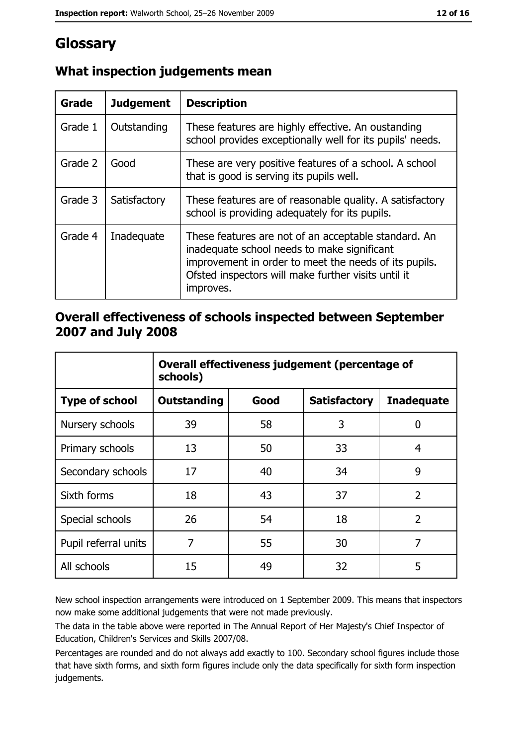# Glossary

## What inspection judgements mean

| Grade | Judgement | Description |
|---|---|---|
| Grade 1 | Outstanding | These features are highly effective. An oustanding school provides exceptionally well for its pupils' needs. |
| Grade 2 | Good | These are very positive features of a school. A school that is good is serving its pupils well. |
| Grade 3 | Satisfactory | These features are of reasonable quality. A satisfactory school is providing adequately for its pupils. |
| Grade 4 | Inadequate | These features are not of an acceptable standard. An inadequate school needs to make significant improvement in order to meet the needs of its pupils. Ofsted inspectors will make further visits until it improves. |

## Overall effectiveness of schools inspected between September 2007 and July 2008

| | Overall effectiveness judgement (percentage of schools) | | | |
|---|---|---|---|---|
| **Type of school** | **Outstanding** | **Good** | **Satisfactory** | **Inadequate** |
| Nursery schools | 39 | 58 | 3 | 0 |
| Primary schools | 13 | 50 | 33 | 4 |
| Secondary schools | 17 | 40 | 34 | 9 |
| Sixth forms | 18 | 43 | 37 | 2 |
| Special schools | 26 | 54 | 18 | 2 |
| Pupil referral units | 7 | 55 | 30 | 7 |
| All schools | 15 | 49 | 32 | 5 |

New school inspection arrangements were introduced on 1 September 2009. This means that inspectors now make some additional judgements that were not made previously.

The data in the table above were reported in The Annual Report of Her Majesty's Chief Inspector of Education, Children's Services and Skills 2007/08.

Percentages are rounded and do not always add exactly to 100. Secondary school figures include those that have sixth forms, and sixth form figures include only the data specifically for sixth form inspection judgements.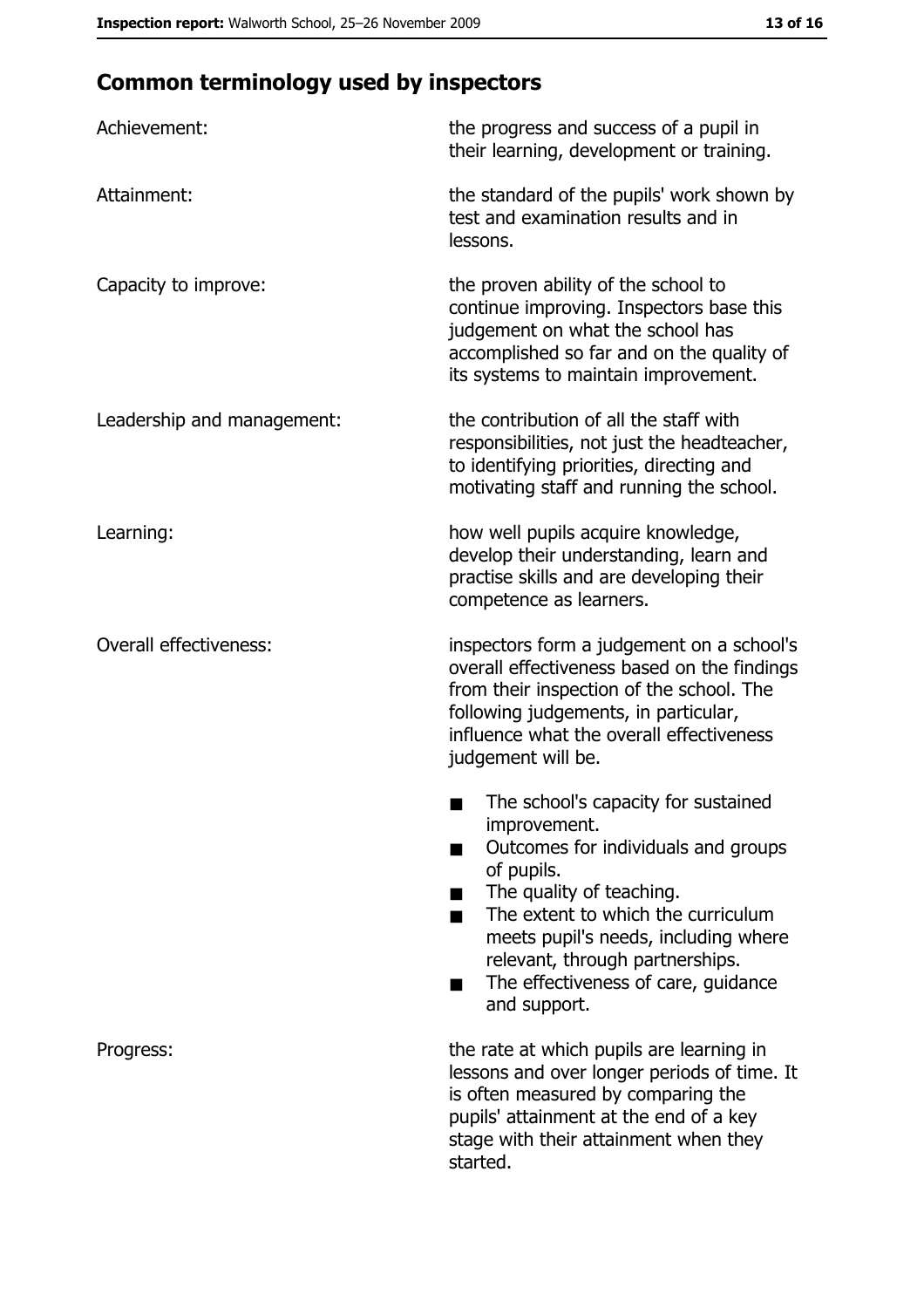## Common terminology used by inspectors

| | |
|---|---|
| Achievement: | the progress and success of a pupil in their learning, development or training. |
| Attainment: | the standard of the pupils' work shown by test and examination results and in lessons. |
| Capacity to improve: | the proven ability of the school to continue improving. Inspectors base this judgement on what the school has accomplished so far and on the quality of its systems to maintain improvement. |
| Leadership and management: | the contribution of all the staff with responsibilities, not just the headteacher, to identifying priorities, directing and motivating staff and running the school. |
| Learning: | how well pupils acquire knowledge, develop their understanding, learn and practise skills and are developing their competence as learners. |
| Overall effectiveness: | inspectors form a judgement on a school's overall effectiveness based on the findings from their inspection of the school. The following judgements, in particular, influence what the overall effectiveness judgement will be.<br>■ The school's capacity for sustained improvement.<br>■ Outcomes for individuals and groups of pupils.<br>■ The quality of teaching.<br>■ The extent to which the curriculum meets pupil's needs, including where relevant, through partnerships.<br>■ The effectiveness of care, guidance and support. |
| Progress: | the rate at which pupils are learning in lessons and over longer periods of time. It is often measured by comparing the pupils' attainment at the end of a key stage with their attainment when they started. |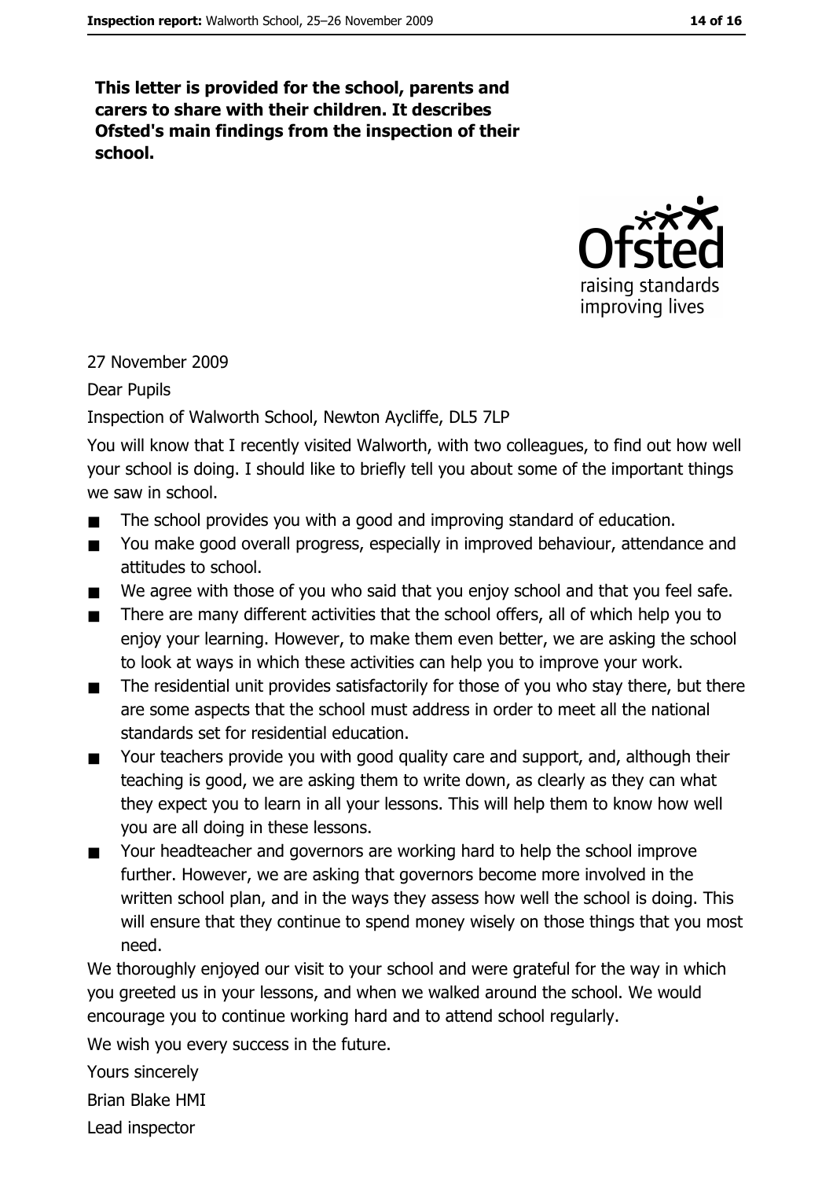**This letter is provided for the school, parents and carers to share with their children. It describes Ofsted's main findings from the inspection of their school.**

27 November 2009

Dear Pupils

Inspection of Walworth School, Newton Aycliffe, DL5 7LP

You will know that I recently visited Walworth, with two colleagues, to find out how well your school is doing. I should like to briefly tell you about some of the important things we saw in school.

- The school provides you with a good and improving standard of education.
- You make good overall progress, especially in improved behaviour, attendance and attitudes to school.
- We agree with those of you who said that you enjoy school and that you feel safe.
- There are many different activities that the school offers, all of which help you to enjoy your learning. However, to make them even better, we are asking the school to look at ways in which these activities can help you to improve your work.
- The residential unit provides satisfactorily for those of you who stay there, but there are some aspects that the school must address in order to meet all the national standards set for residential education.
- Your teachers provide you with good quality care and support, and, although their teaching is good, we are asking them to write down, as clearly as they can what they expect you to learn in all your lessons. This will help them to know how well you are all doing in these lessons.
- Your headteacher and governors are working hard to help the school improve further. However, we are asking that governors become more involved in the written school plan, and in the ways they assess how well the school is doing. This will ensure that they continue to spend money wisely on those things that you most need.

We thoroughly enjoyed our visit to your school and were grateful for the way in which you greeted us in your lessons, and when we walked around the school. We would encourage you to continue working hard and to attend school regularly.

We wish you every success in the future.

Yours sincerely

Brian Blake HMI

Lead inspector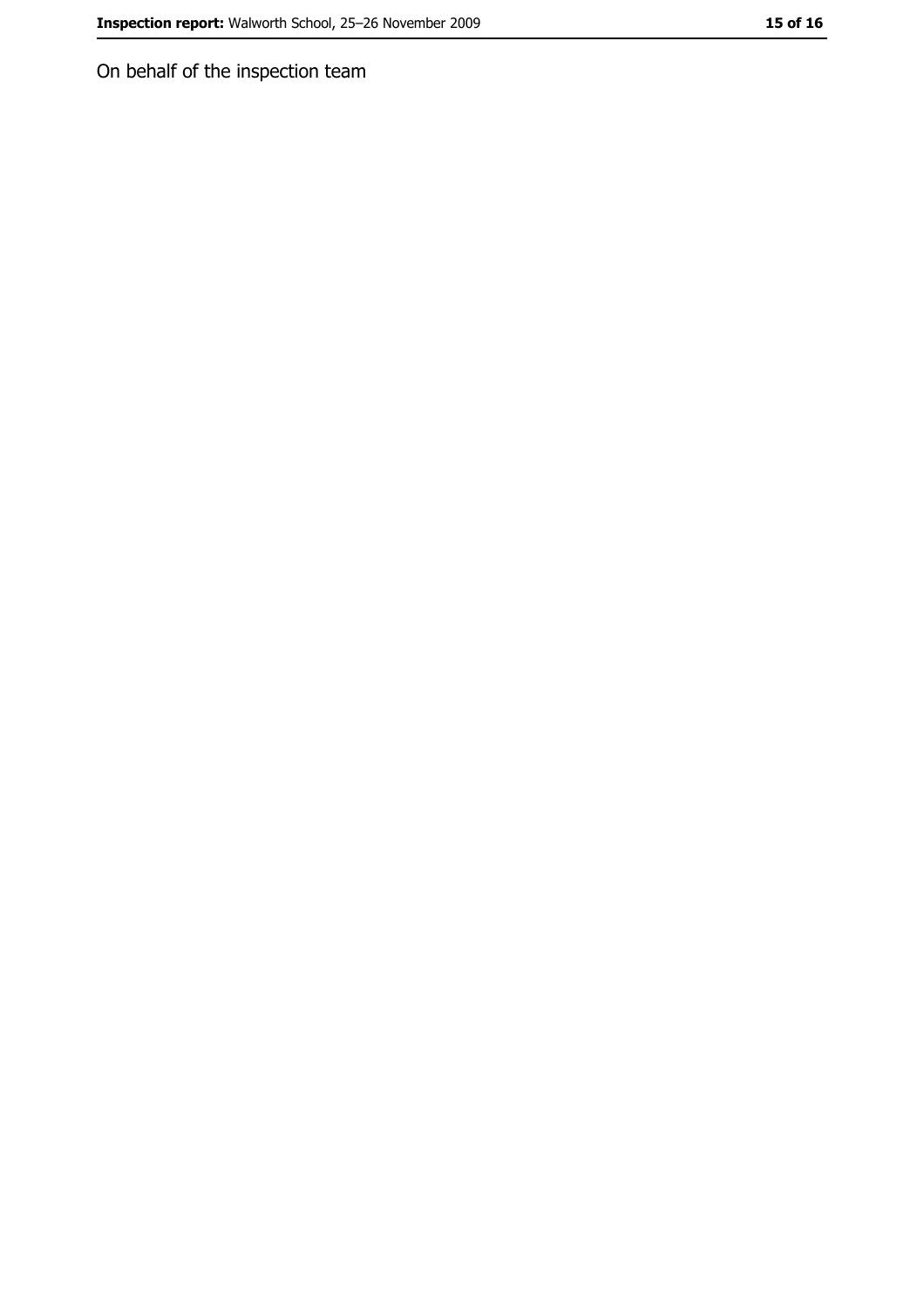On behalf of the inspection team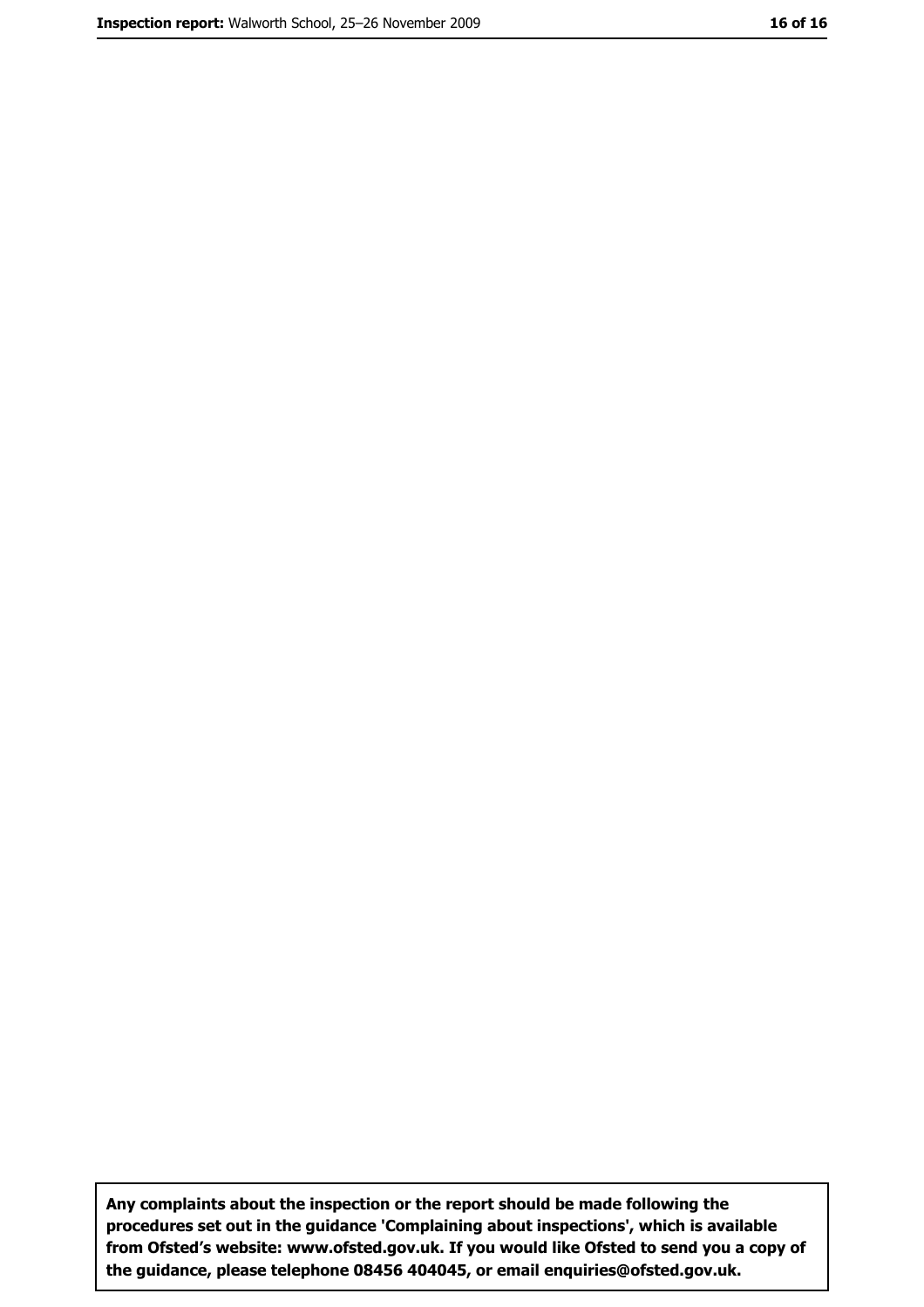**Any complaints about the inspection or the report should be made following the procedures set out in the guidance 'Complaining about inspections', which is available from Ofsted's website: www.ofsted.gov.uk. If you would like Ofsted to send you a copy of the guidance, please telephone 08456 404045, or email enquiries@ofsted.gov.uk.**